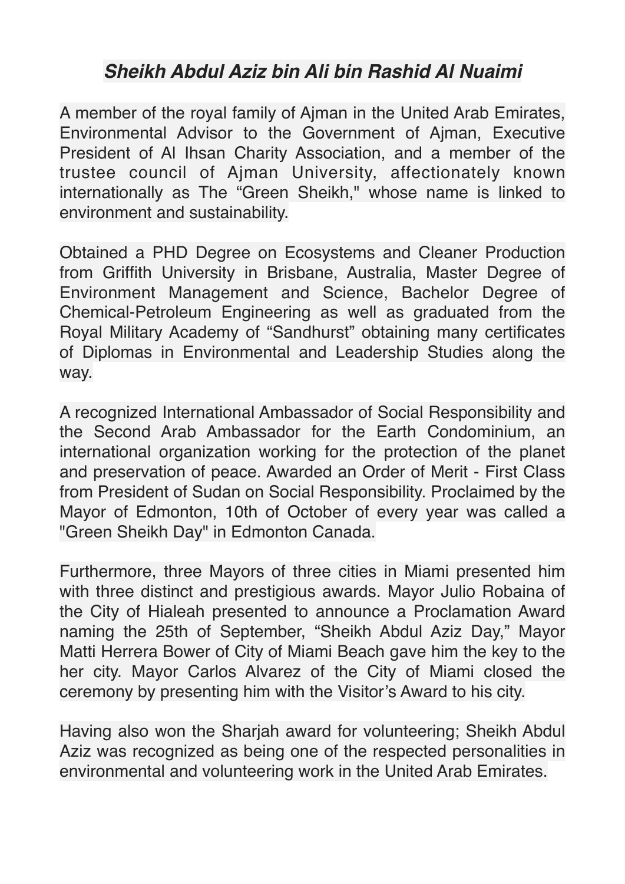# *Sheikh Abdul Aziz bin Ali bin Rashid Al Nuaimi*

A member of the royal family of Ajman in the United Arab Emirates, Environmental Advisor to the Government of Ajman, Executive President of Al Ihsan Charity Association, and a member of the trustee council of Ajman University, affectionately known internationally as The "Green Sheikh," whose name is linked to environment and sustainability.

Obtained a PHD Degree on Ecosystems and Cleaner Production from Griffith University in Brisbane, Australia, Master Degree of Environment Management and Science, Bachelor Degree of Chemical-Petroleum Engineering as well as graduated from the Royal Military Academy of "Sandhurst" obtaining many certificates of Diplomas in Environmental and Leadership Studies along the way.

A recognized International Ambassador of Social Responsibility and the Second Arab Ambassador for the Earth Condominium, an international organization working for the protection of the planet and preservation of peace. Awarded an Order of Merit - First Class from President of Sudan on Social Responsibility. Proclaimed by the Mayor of Edmonton, 10th of October of every year was called a "Green Sheikh Day" in Edmonton Canada.

Furthermore, three Mayors of three cities in Miami presented him with three distinct and prestigious awards. Mayor Julio Robaina of the City of Hialeah presented to announce a Proclamation Award naming the 25th of September, "Sheikh Abdul Aziz Day," Mayor Matti Herrera Bower of City of Miami Beach gave him the key to the her city. Mayor Carlos Alvarez of the City of Miami closed the ceremony by presenting him with the Visitor's Award to his city.

Having also won the Sharjah award for volunteering; Sheikh Abdul Aziz was recognized as being one of the respected personalities in environmental and volunteering work in the United Arab Emirates.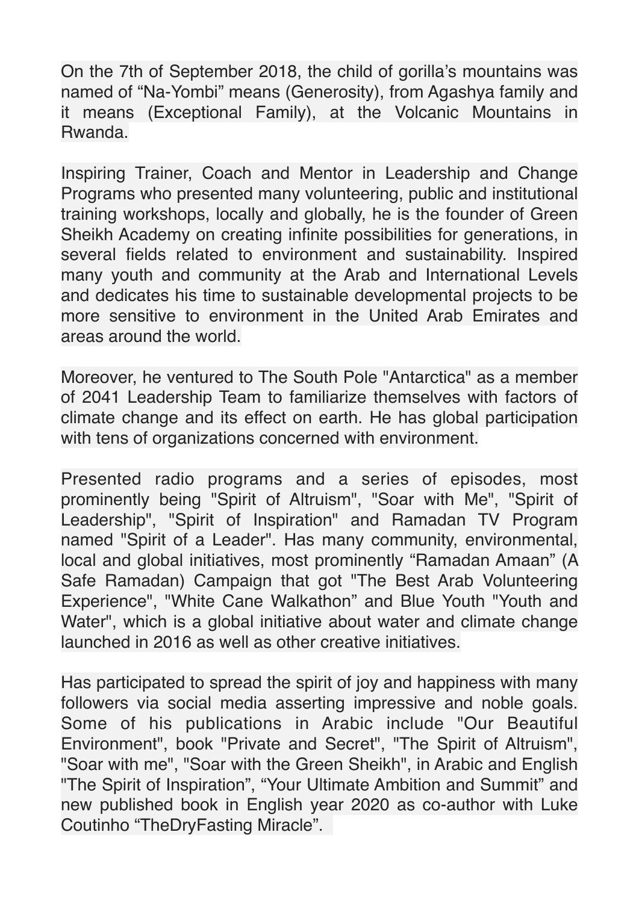On the 7th of September 2018, the child of gorilla's mountains was named of "Na-Yombi" means (Generosity), from Agashya family and it means (Exceptional Family), at the Volcanic Mountains in Rwanda.

Inspiring Trainer, Coach and Mentor in Leadership and Change Programs who presented many volunteering, public and institutional training workshops, locally and globally, he is the founder of Green Sheikh Academy on creating infinite possibilities for generations, in several fields related to environment and sustainability. Inspired many youth and community at the Arab and International Levels and dedicates his time to sustainable developmental projects to be more sensitive to environment in the United Arab Emirates and areas around the world.

Moreover, he ventured to The South Pole "Antarctica" as a member of 2041 Leadership Team to familiarize themselves with factors of climate change and its effect on earth. He has global participation with tens of organizations concerned with environment.

Presented radio programs and a series of episodes, most prominently being "Spirit of Altruism", "Soar with Me", "Spirit of Leadership", "Spirit of Inspiration" and Ramadan TV Program named "Spirit of a Leader". Has many community, environmental, local and global initiatives, most prominently "Ramadan Amaan" (A Safe Ramadan) Campaign that got "The Best Arab Volunteering Experience", "White Cane Walkathon" and Blue Youth "Youth and Water", which is a global initiative about water and climate change launched in 2016 as well as other creative initiatives.

Has participated to spread the spirit of joy and happiness with many followers via social media asserting impressive and noble goals. Some of his publications in Arabic include "Our Beautiful Environment", book "Private and Secret", "The Spirit of Altruism", "Soar with me", "Soar with the Green Sheikh", in Arabic and English "The Spirit of Inspiration", "Your Ultimate Ambition and Summit" and new published book in English year 2020 as co-author with Luke Coutinho "TheDryFasting Miracle".